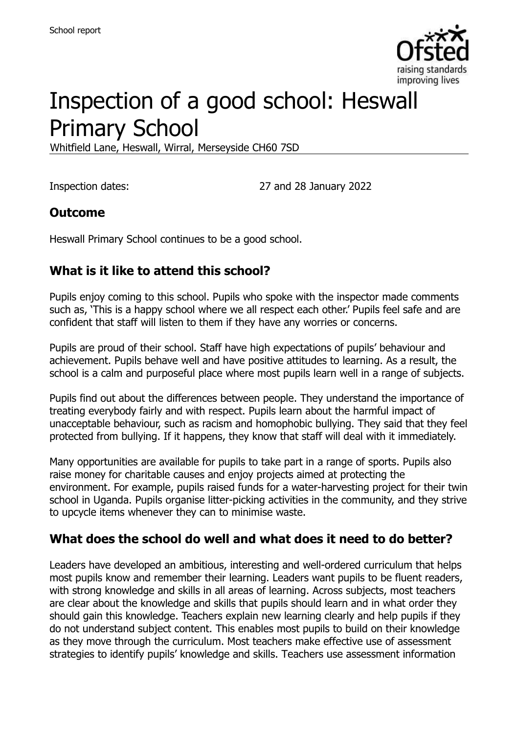School report

# Inspection of a good school: Heswall Primary School

Whitfield Lane, Heswall, Wirral, Merseyside CH60 7SD

Inspection dates: 27 and 28 January 2022

## Outcome

Heswall Primary School continues to be a good school.

## What is it like to attend this school?

Pupils enjoy coming to this school. Pupils who spoke with the inspector made comments such as, 'This is a happy school where we all respect each other.' Pupils feel safe and are confident that staff will listen to them if they have any worries or concerns.

Pupils are proud of their school. Staff have high expectations of pupils' behaviour and achievement. Pupils behave well and have positive attitudes to learning. As a result, the school is a calm and purposeful place where most pupils learn well in a range of subjects.

Pupils find out about the differences between people. They understand the importance of treating everybody fairly and with respect. Pupils learn about the harmful impact of unacceptable behaviour, such as racism and homophobic bullying. They said that they feel protected from bullying. If it happens, they know that staff will deal with it immediately.

Many opportunities are available for pupils to take part in a range of sports. Pupils also raise money for charitable causes and enjoy projects aimed at protecting the environment. For example, pupils raised funds for a water-harvesting project for their twin school in Uganda. Pupils organise litter-picking activities in the community, and they strive to upcycle items whenever they can to minimise waste.

## What does the school do well and what does it need to do better?

Leaders have developed an ambitious, interesting and well-ordered curriculum that helps most pupils know and remember their learning. Leaders want pupils to be fluent readers, with strong knowledge and skills in all areas of learning. Across subjects, most teachers are clear about the knowledge and skills that pupils should learn and in what order they should gain this knowledge. Teachers explain new learning clearly and help pupils if they do not understand subject content. This enables most pupils to build on their knowledge as they move through the curriculum. Most teachers make effective use of assessment strategies to identify pupils' knowledge and skills. Teachers use assessment information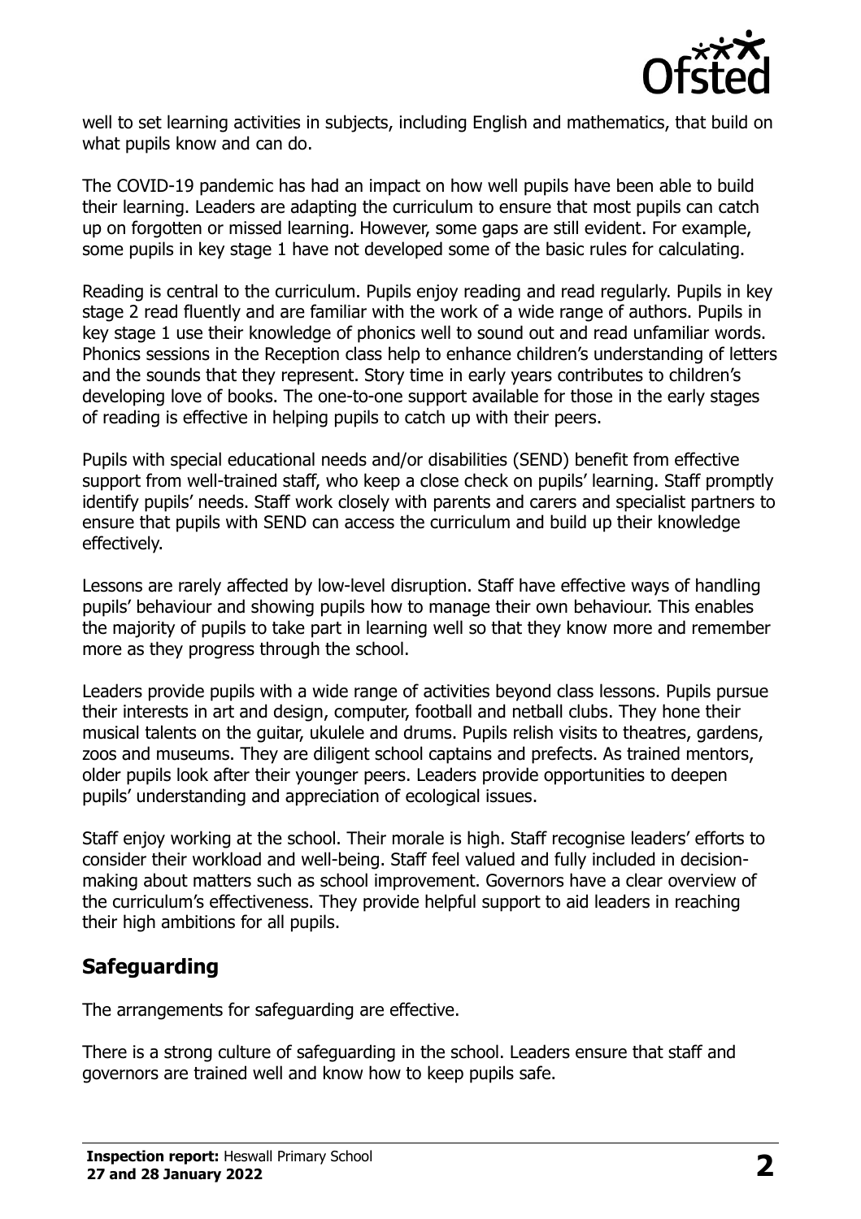well to set learning activities in subjects, including English and mathematics, that build on what pupils know and can do.

The COVID-19 pandemic has had an impact on how well pupils have been able to build their learning. Leaders are adapting the curriculum to ensure that most pupils can catch up on forgotten or missed learning. However, some gaps are still evident. For example, some pupils in key stage 1 have not developed some of the basic rules for calculating.

Reading is central to the curriculum. Pupils enjoy reading and read regularly. Pupils in key stage 2 read fluently and are familiar with the work of a wide range of authors. Pupils in key stage 1 use their knowledge of phonics well to sound out and read unfamiliar words. Phonics sessions in the Reception class help to enhance children's understanding of letters and the sounds that they represent. Story time in early years contributes to children's developing love of books. The one-to-one support available for those in the early stages of reading is effective in helping pupils to catch up with their peers.

Pupils with special educational needs and/or disabilities (SEND) benefit from effective support from well-trained staff, who keep a close check on pupils' learning. Staff promptly identify pupils' needs. Staff work closely with parents and carers and specialist partners to ensure that pupils with SEND can access the curriculum and build up their knowledge effectively.

Lessons are rarely affected by low-level disruption. Staff have effective ways of handling pupils' behaviour and showing pupils how to manage their own behaviour. This enables the majority of pupils to take part in learning well so that they know more and remember more as they progress through the school.

Leaders provide pupils with a wide range of activities beyond class lessons. Pupils pursue their interests in art and design, computer, football and netball clubs. They hone their musical talents on the guitar, ukulele and drums. Pupils relish visits to theatres, gardens, zoos and museums. They are diligent school captains and prefects. As trained mentors, older pupils look after their younger peers. Leaders provide opportunities to deepen pupils' understanding and appreciation of ecological issues.

Staff enjoy working at the school. Their morale is high. Staff recognise leaders' efforts to consider their workload and well-being. Staff feel valued and fully included in decision-making about matters such as school improvement. Governors have a clear overview of the curriculum's effectiveness. They provide helpful support to aid leaders in reaching their high ambitions for all pupils.

## Safeguarding

The arrangements for safeguarding are effective.

There is a strong culture of safeguarding in the school. Leaders ensure that staff and governors are trained well and know how to keep pupils safe.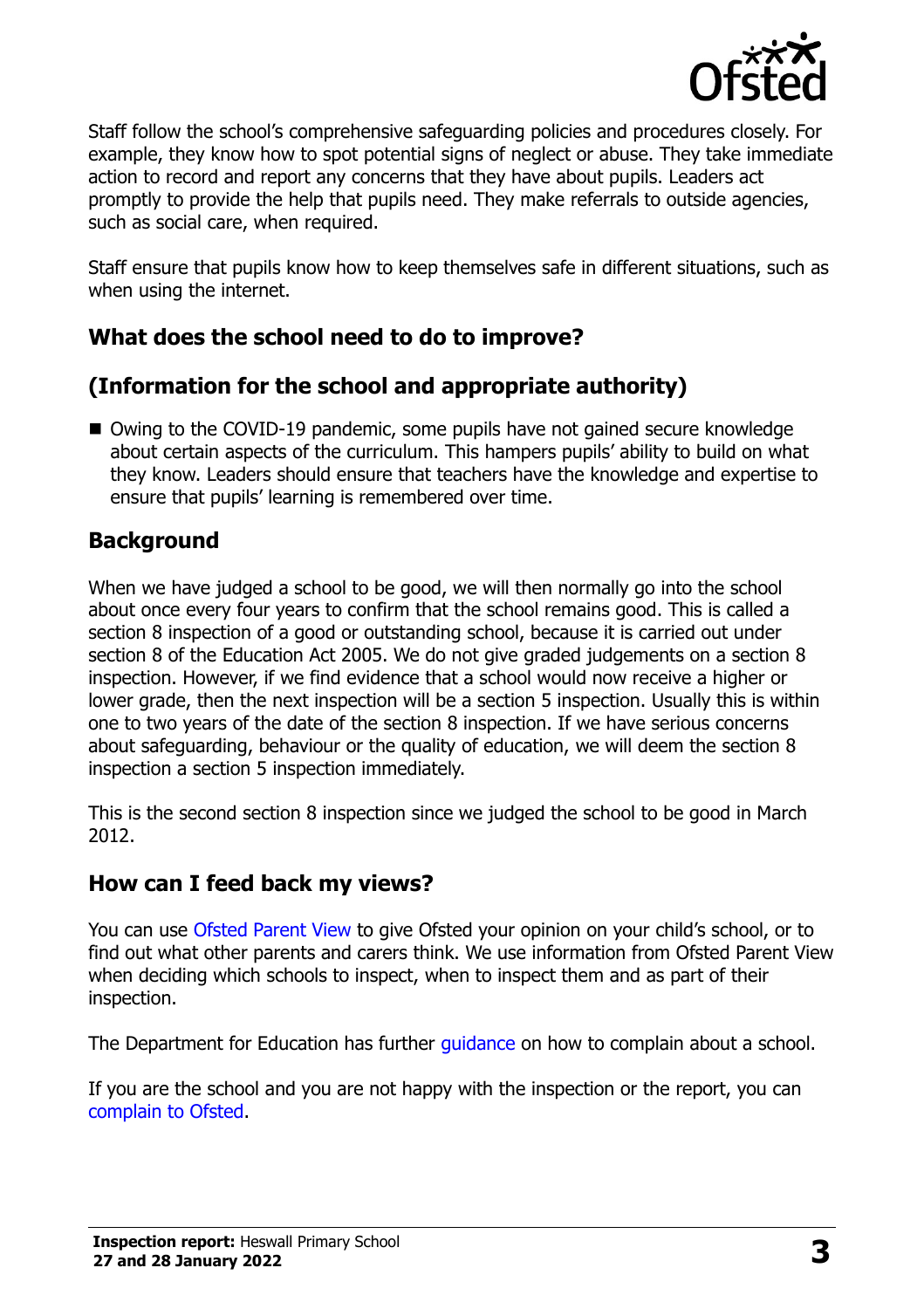Staff follow the school's comprehensive safeguarding policies and procedures closely. For example, they know how to spot potential signs of neglect or abuse. They take immediate action to record and report any concerns that they have about pupils. Leaders act promptly to provide the help that pupils need. They make referrals to outside agencies, such as social care, when required.

Staff ensure that pupils know how to keep themselves safe in different situations, such as when using the internet.

## What does the school need to do to improve?

## (Information for the school and appropriate authority)

- Owing to the COVID-19 pandemic, some pupils have not gained secure knowledge about certain aspects of the curriculum. This hampers pupils' ability to build on what they know. Leaders should ensure that teachers have the knowledge and expertise to ensure that pupils' learning is remembered over time.

## Background

When we have judged a school to be good, we will then normally go into the school about once every four years to confirm that the school remains good. This is called a section 8 inspection of a good or outstanding school, because it is carried out under section 8 of the Education Act 2005. We do not give graded judgements on a section 8 inspection. However, if we find evidence that a school would now receive a higher or lower grade, then the next inspection will be a section 5 inspection. Usually this is within one to two years of the date of the section 8 inspection. If we have serious concerns about safeguarding, behaviour or the quality of education, we will deem the section 8 inspection a section 5 inspection immediately.

This is the second section 8 inspection since we judged the school to be good in March 2012.

## How can I feed back my views?

You can use Ofsted Parent View to give Ofsted your opinion on your child's school, or to find out what other parents and carers think. We use information from Ofsted Parent View when deciding which schools to inspect, when to inspect them and as part of their inspection.

The Department for Education has further guidance on how to complain about a school.

If you are the school and you are not happy with the inspection or the report, you can complain to Ofsted.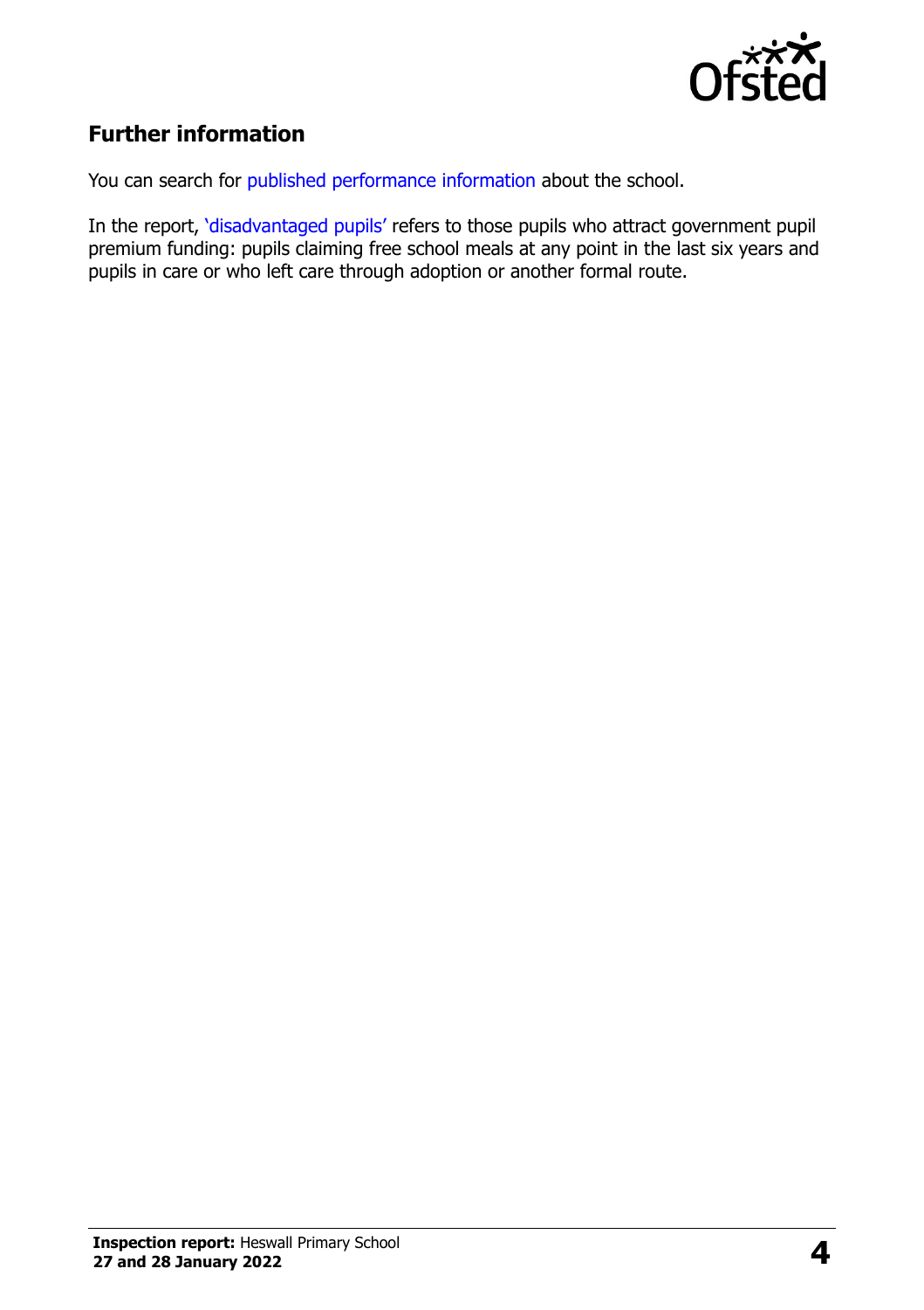## Further information

You can search for published performance information about the school.

In the report, 'disadvantaged pupils' refers to those pupils who attract government pupil premium funding: pupils claiming free school meals at any point in the last six years and pupils in care or who left care through adoption or another formal route.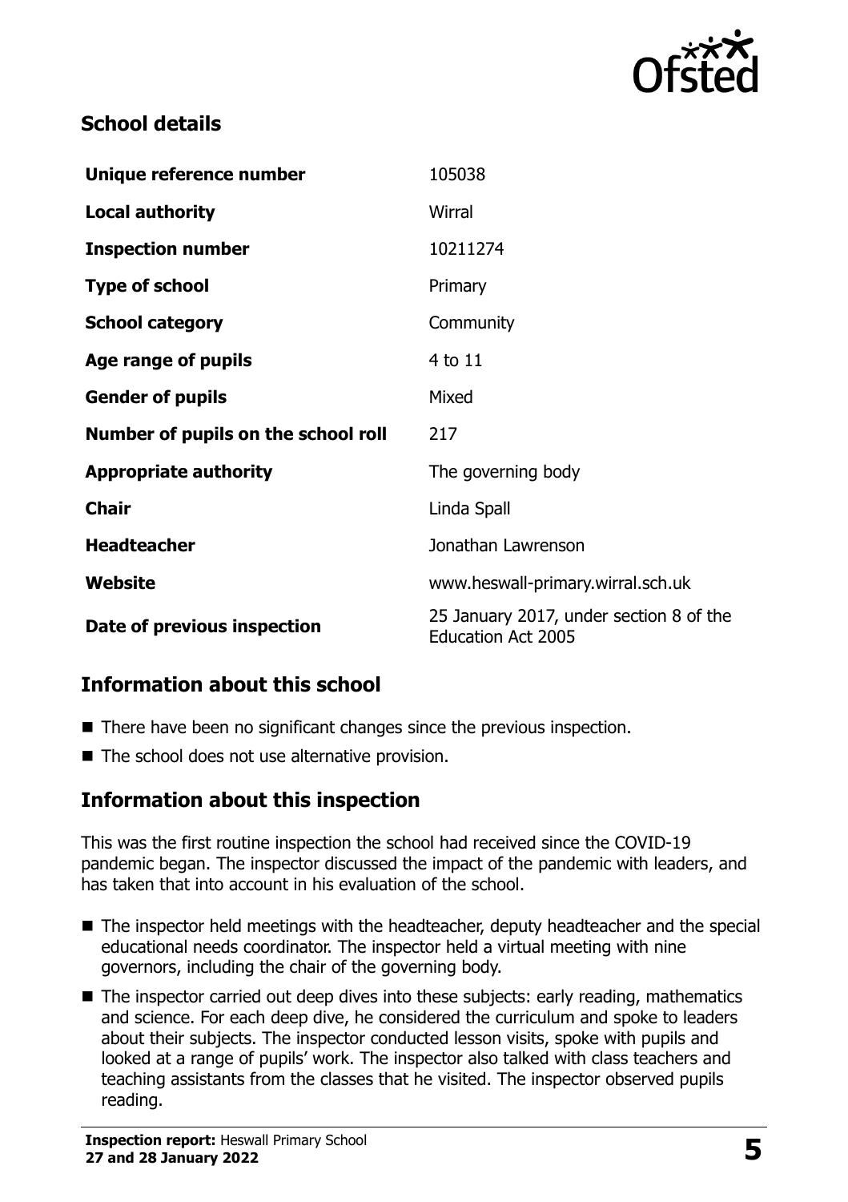## School details

| Unique reference number | 105038 |
| --- | --- |
| **Local authority** | Wirral |
| **Inspection number** | 10211274 |
| **Type of school** | Primary |
| **School category** | Community |
| **Age range of pupils** | 4 to 11 |
| **Gender of pupils** | Mixed |
| **Number of pupils on the school roll** | 217 |
| **Appropriate authority** | The governing body |
| **Chair** | Linda Spall |
| **Headteacher** | Jonathan Lawrenson |
| **Website** | www.heswall-primary.wirral.sch.uk |
| **Date of previous inspection** | 25 January 2017, under section 8 of the Education Act 2005 |

## Information about this school

- There have been no significant changes since the previous inspection.
- The school does not use alternative provision.

## Information about this inspection

This was the first routine inspection the school had received since the COVID-19 pandemic began. The inspector discussed the impact of the pandemic with leaders, and has taken that into account in his evaluation of the school.

- The inspector held meetings with the headteacher, deputy headteacher and the special educational needs coordinator. The inspector held a virtual meeting with nine governors, including the chair of the governing body.
- The inspector carried out deep dives into these subjects: early reading, mathematics and science. For each deep dive, he considered the curriculum and spoke to leaders about their subjects. The inspector conducted lesson visits, spoke with pupils and looked at a range of pupils' work. The inspector also talked with class teachers and teaching assistants from the classes that he visited. The inspector observed pupils reading.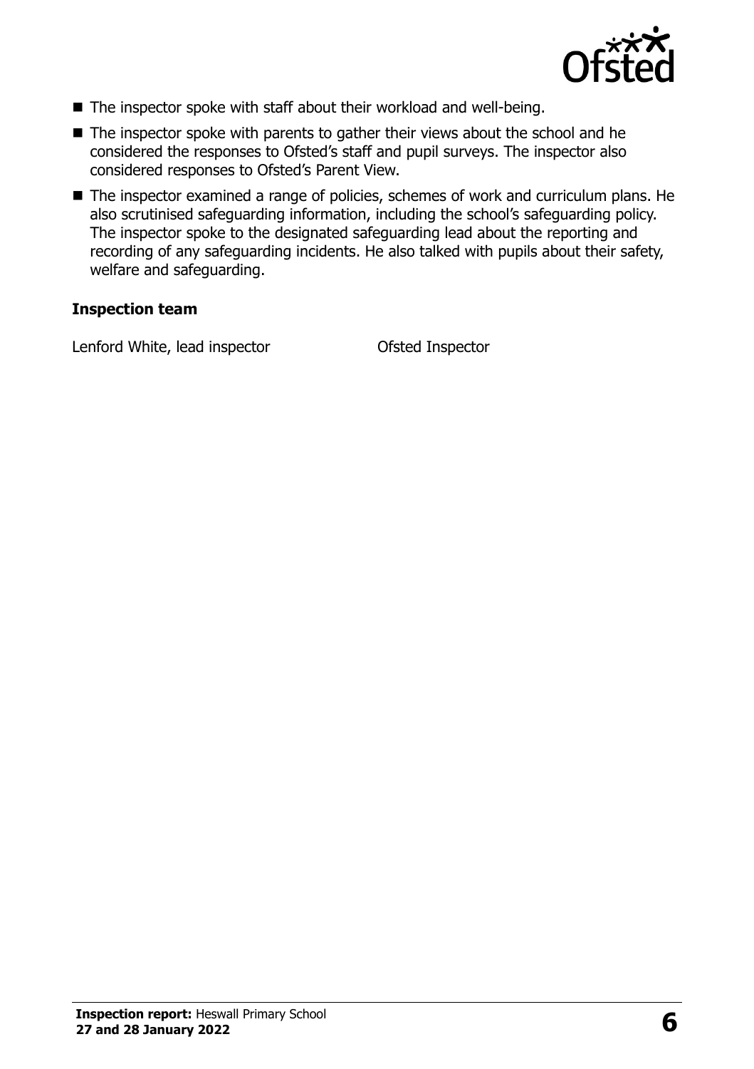- The inspector spoke with staff about their workload and well-being.
- The inspector spoke with parents to gather their views about the school and he considered the responses to Ofsted's staff and pupil surveys. The inspector also considered responses to Ofsted's Parent View.
- The inspector examined a range of policies, schemes of work and curriculum plans. He also scrutinised safeguarding information, including the school's safeguarding policy. The inspector spoke to the designated safeguarding lead about the reporting and recording of any safeguarding incidents. He also talked with pupils about their safety, welfare and safeguarding.

### Inspection team

| | |
|---|---|
| Lenford White, lead inspector | Ofsted Inspector |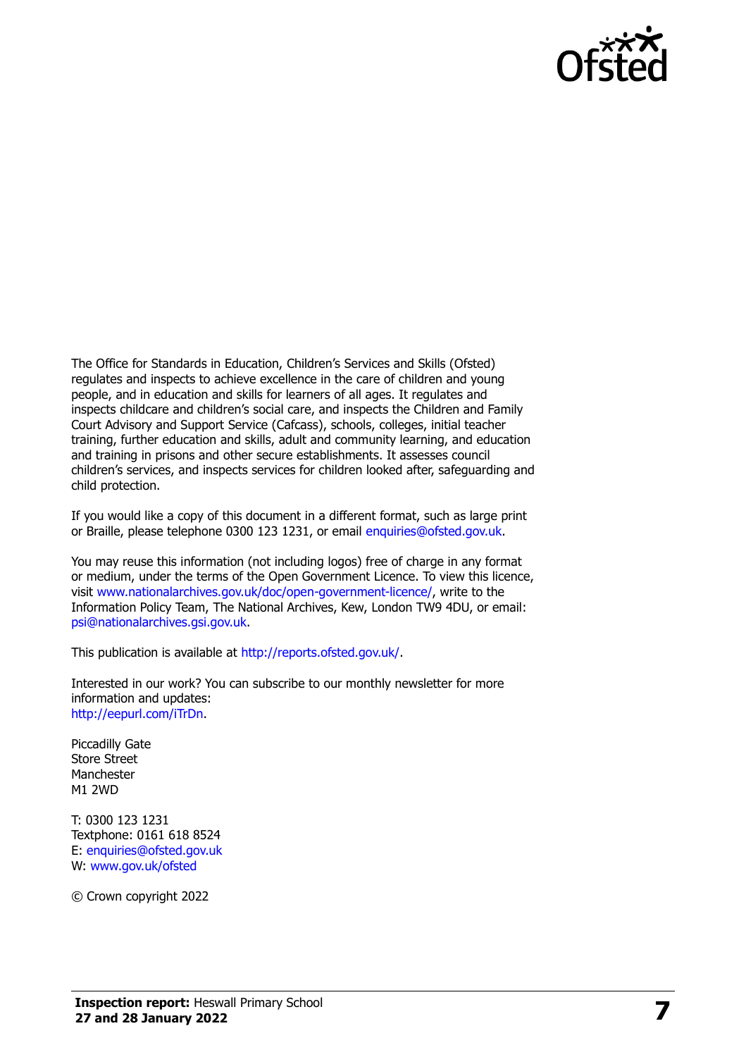The Office for Standards in Education, Children's Services and Skills (Ofsted) regulates and inspects to achieve excellence in the care of children and young people, and in education and skills for learners of all ages. It regulates and inspects childcare and children's social care, and inspects the Children and Family Court Advisory and Support Service (Cafcass), schools, colleges, initial teacher training, further education and skills, adult and community learning, and education and training in prisons and other secure establishments. It assesses council children's services, and inspects services for children looked after, safeguarding and child protection.

If you would like a copy of this document in a different format, such as large print or Braille, please telephone 0300 123 1231, or email enquiries@ofsted.gov.uk.

You may reuse this information (not including logos) free of charge in any format or medium, under the terms of the Open Government Licence. To view this licence, visit www.nationalarchives.gov.uk/doc/open-government-licence/, write to the Information Policy Team, The National Archives, Kew, London TW9 4DU, or email: psi@nationalarchives.gsi.gov.uk.

This publication is available at http://reports.ofsted.gov.uk/.

Interested in our work? You can subscribe to our monthly newsletter for more information and updates:
http://eepurl.com/iTrDn.

Piccadilly Gate
Store Street
Manchester
M1 2WD

T: 0300 123 1231
Textphone: 0161 618 8524
E: enquiries@ofsted.gov.uk
W: www.gov.uk/ofsted

© Crown copyright 2022